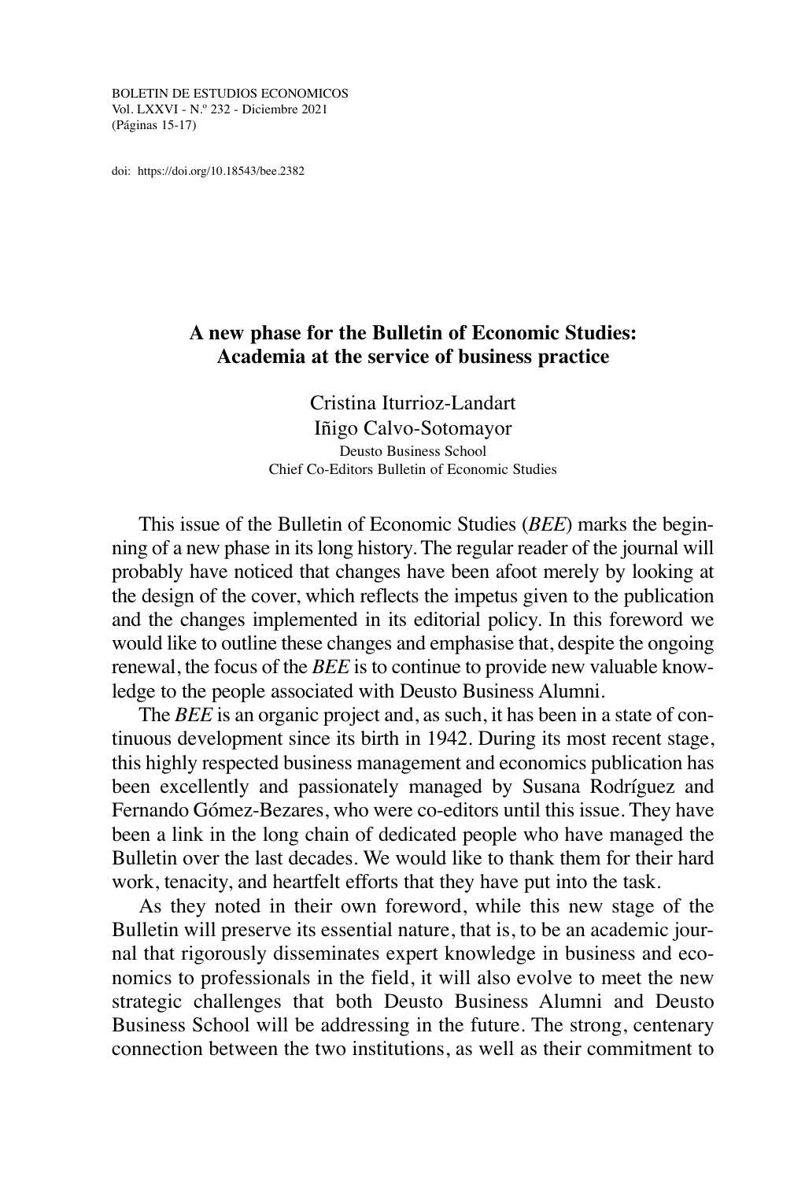# A new phase for the Bulletin of Economic Studies: Academia at the service of business practice

Cristina Iturrioz-Landart
Iñigo Calvo-Sotomayor
Deusto Business School
Chief Co-Editors Bulletin of Economic Studies

This issue of the Bulletin of Economic Studies (*BEE*) marks the beginning of a new phase in its long history. The regular reader of the journal will probably have noticed that changes have been afoot merely by looking at the design of the cover, which reflects the impetus given to the publication and the changes implemented in its editorial policy. In this foreword we would like to outline these changes and emphasise that, despite the ongoing renewal, the focus of the *BEE* is to continue to provide new valuable knowledge to the people associated with Deusto Business Alumni.

The *BEE* is an organic project and, as such, it has been in a state of continuous development since its birth in 1942. During its most recent stage, this highly respected business management and economics publication has been excellently and passionately managed by Susana Rodríguez and Fernando Gómez-Bezares, who were co-editors until this issue. They have been a link in the long chain of dedicated people who have managed the Bulletin over the last decades. We would like to thank them for their hard work, tenacity, and heartfelt efforts that they have put into the task.

As they noted in their own foreword, while this new stage of the Bulletin will preserve its essential nature, that is, to be an academic journal that rigorously disseminates expert knowledge in business and economics to professionals in the field, it will also evolve to meet the new strategic challenges that both Deusto Business Alumni and Deusto Business School will be addressing in the future. The strong, centenary connection between the two institutions, as well as their commitment to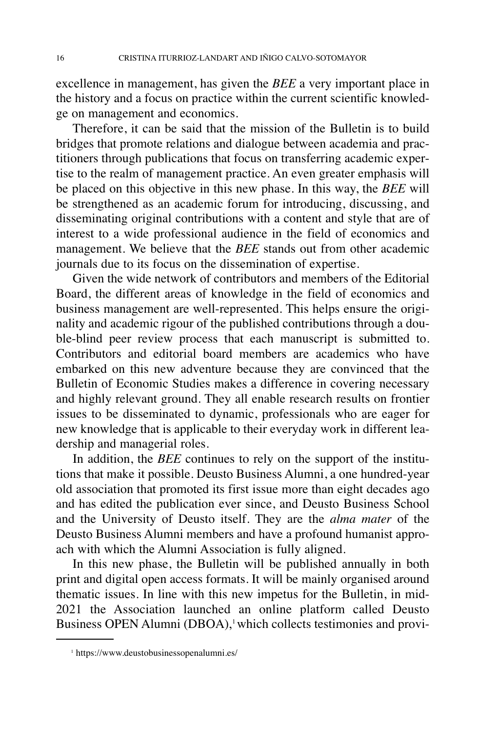excellence in management, has given the *BEE* a very important place in the history and a focus on practice within the current scientific knowledge on management and economics.

Therefore, it can be said that the mission of the Bulletin is to build bridges that promote relations and dialogue between academia and practitioners through publications that focus on transferring academic expertise to the realm of management practice. An even greater emphasis will be placed on this objective in this new phase. In this way, the *BEE* will be strengthened as an academic forum for introducing, discussing, and disseminating original contributions with a content and style that are of interest to a wide professional audience in the field of economics and management. We believe that the *BEE* stands out from other academic journals due to its focus on the dissemination of expertise.

Given the wide network of contributors and members of the Editorial Board, the different areas of knowledge in the field of economics and business management are well-represented. This helps ensure the originality and academic rigour of the published contributions through a double-blind peer review process that each manuscript is submitted to. Contributors and editorial board members are academics who have embarked on this new adventure because they are convinced that the Bulletin of Economic Studies makes a difference in covering necessary and highly relevant ground. They all enable research results on frontier issues to be disseminated to dynamic, professionals who are eager for new knowledge that is applicable to their everyday work in different leadership and managerial roles.

In addition, the *BEE* continues to rely on the support of the institutions that make it possible. Deusto Business Alumni, a one hundred-year old association that promoted its first issue more than eight decades ago and has edited the publication ever since, and Deusto Business School and the University of Deusto itself. They are the *alma mater* of the Deusto Business Alumni members and have a profound humanist approach with which the Alumni Association is fully aligned.

In this new phase, the Bulletin will be published annually in both print and digital open access formats. It will be mainly organised around thematic issues. In line with this new impetus for the Bulletin, in mid-2021 the Association launched an online platform called Deusto Business OPEN Alumni (DBOA),[1] which collects testimonies and provi-

[1] https://www.deustobusinessopenalumni.es/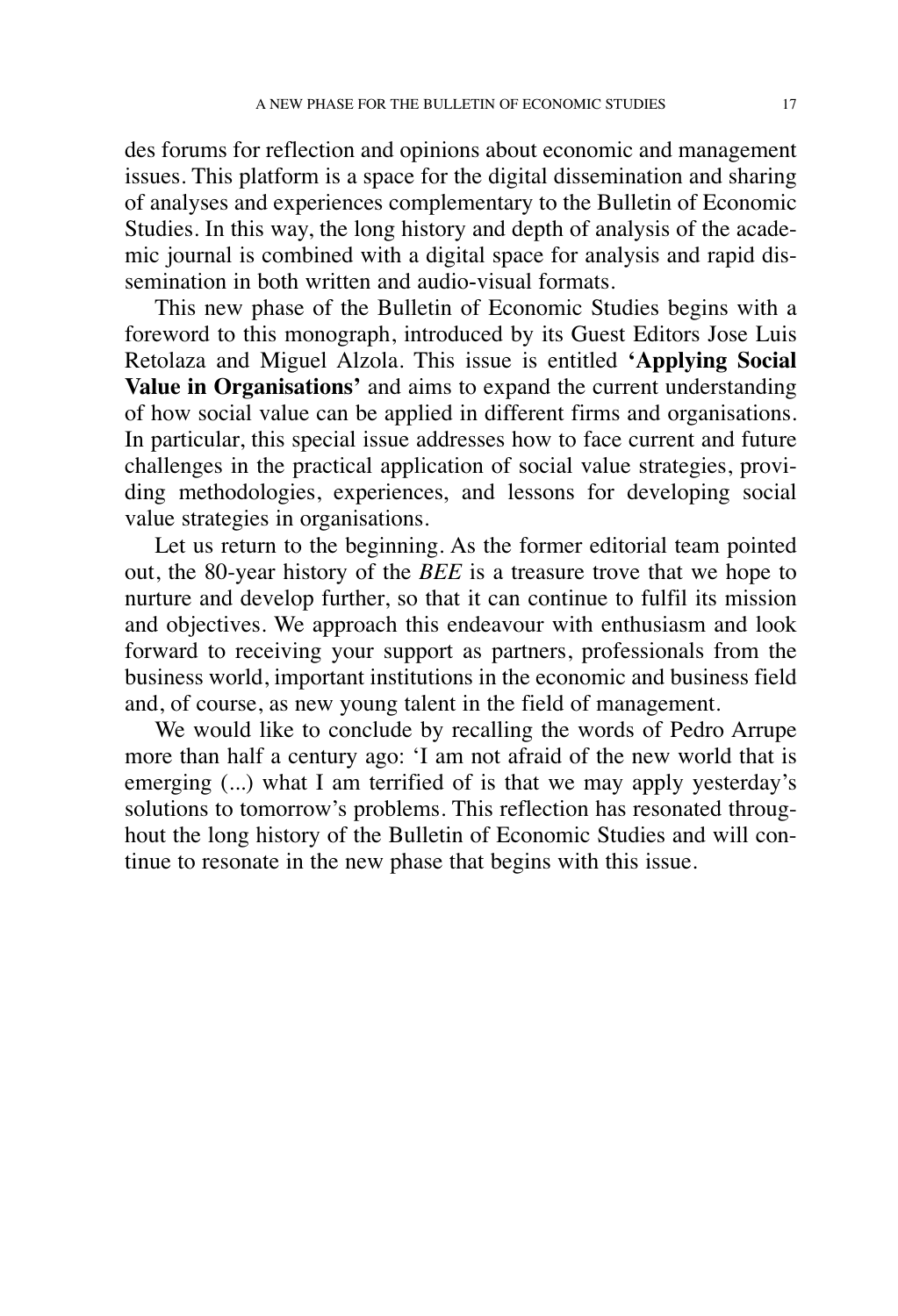des forums for reflection and opinions about economic and management issues. This platform is a space for the digital dissemination and sharing of analyses and experiences complementary to the Bulletin of Economic Studies. In this way, the long history and depth of analysis of the academic journal is combined with a digital space for analysis and rapid dissemination in both written and audio-visual formats.

This new phase of the Bulletin of Economic Studies begins with a foreword to this monograph, introduced by its Guest Editors Jose Luis Retolaza and Miguel Alzola. This issue is entitled **'Applying Social Value in Organisations'** and aims to expand the current understanding of how social value can be applied in different firms and organisations. In particular, this special issue addresses how to face current and future challenges in the practical application of social value strategies, providing methodologies, experiences, and lessons for developing social value strategies in organisations.

Let us return to the beginning. As the former editorial team pointed out, the 80-year history of the *BEE* is a treasure trove that we hope to nurture and develop further, so that it can continue to fulfil its mission and objectives. We approach this endeavour with enthusiasm and look forward to receiving your support as partners, professionals from the business world, important institutions in the economic and business field and, of course, as new young talent in the field of management.

We would like to conclude by recalling the words of Pedro Arrupe more than half a century ago: 'I am not afraid of the new world that is emerging (...) what I am terrified of is that we may apply yesterday's solutions to tomorrow's problems. This reflection has resonated throughout the long history of the Bulletin of Economic Studies and will continue to resonate in the new phase that begins with this issue.